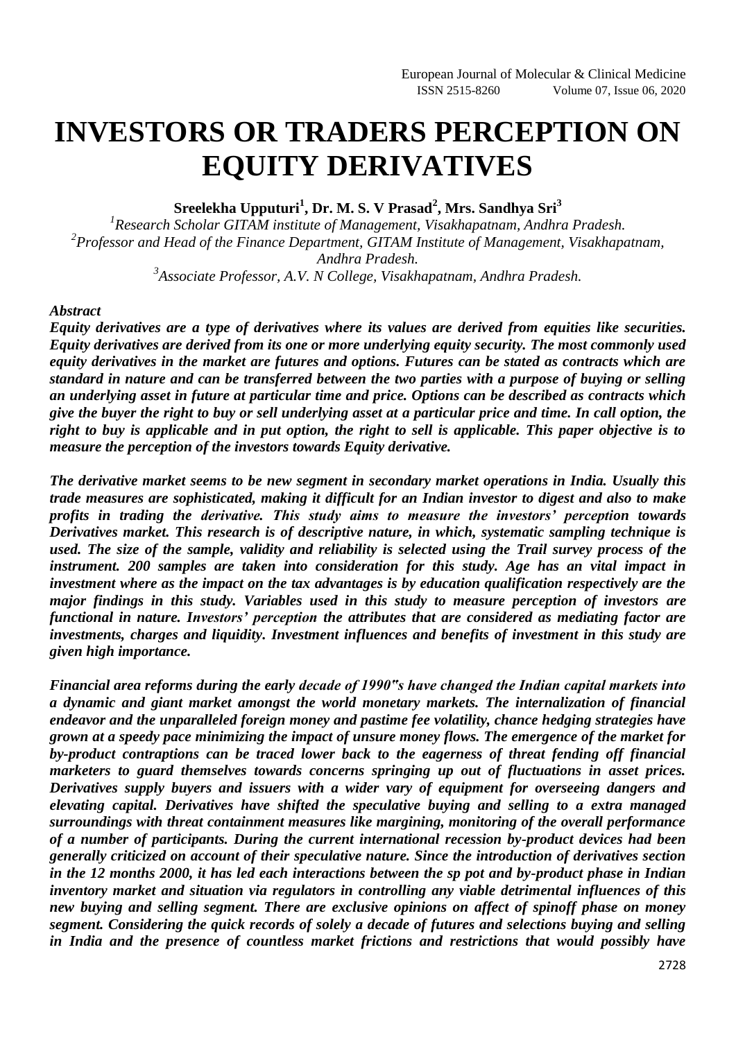# INVESTORS OR TRADERS PERCEPTION ON EQUITY DERIVATIVES

**Sreelekha Upputuri[1], Dr. M. S. V Prasad[2], Mrs. Sandhya Sri[3]**

*[1]Research Scholar GITAM institute of Management, Visakhapatnam, Andhra Pradesh.*
*[2]Professor and Head of the Finance Department, GITAM Institute of Management, Visakhapatnam, Andhra Pradesh.*
*[3]Associate Professor, A.V. N College, Visakhapatnam, Andhra Pradesh.*

***Abstract***

***Equity derivatives are a type of derivatives where its values are derived from equities like securities. Equity derivatives are derived from its one or more underlying equity security. The most commonly used equity derivatives in the market are futures and options. Futures can be stated as contracts which are standard in nature and can be transferred between the two parties with a purpose of buying or selling an underlying asset in future at particular time and price. Options can be described as contracts which give the buyer the right to buy or sell underlying asset at a particular price and time. In call option, the right to buy is applicable and in put option, the right to sell is applicable. This paper objective is to measure the perception of the investors towards Equity derivative.***

***The derivative market seems to be new segment in secondary market operations in India. Usually this trade measures are sophisticated, making it difficult for an Indian investor to digest and also to make profits in trading the derivative. This study aims to measure the investors' perception towards Derivatives market. This research is of descriptive nature, in which, systematic sampling technique is used. The size of the sample, validity and reliability is selected using the Trail survey process of the instrument. 200 samples are taken into consideration for this study. Age has an vital impact in investment where as the impact on the tax advantages is by education qualification respectively are the major findings in this study. Variables used in this study to measure perception of investors are functional in nature. Investors' perception the attributes that are considered as mediating factor are investments, charges and liquidity. Investment influences and benefits of investment in this study are given high importance.***

***Financial area reforms during the early decade of 1990‟s have changed the Indian capital markets into a dynamic and giant market amongst the world monetary markets. The internalization of financial endeavor and the unparalleled foreign money and pastime fee volatility, chance hedging strategies have grown at a speedy pace minimizing the impact of unsure money flows. The emergence of the market for by-product contraptions can be traced lower back to the eagerness of threat fending off financial marketers to guard themselves towards concerns springing up out of fluctuations in asset prices. Derivatives supply buyers and issuers with a wider vary of equipment for overseeing dangers and elevating capital. Derivatives have shifted the speculative buying and selling to a extra managed surroundings with threat containment measures like margining, monitoring of the overall performance of a number of participants. During the current international recession by-product devices had been generally criticized on account of their speculative nature. Since the introduction of derivatives section in the 12 months 2000, it has led each interactions between the sp pot and by-product phase in Indian inventory market and situation via regulators in controlling any viable detrimental influences of this new buying and selling segment. There are exclusive opinions on affect of spinoff phase on money segment. Considering the quick records of solely a decade of futures and selections buying and selling in India and the presence of countless market frictions and restrictions that would possibly have***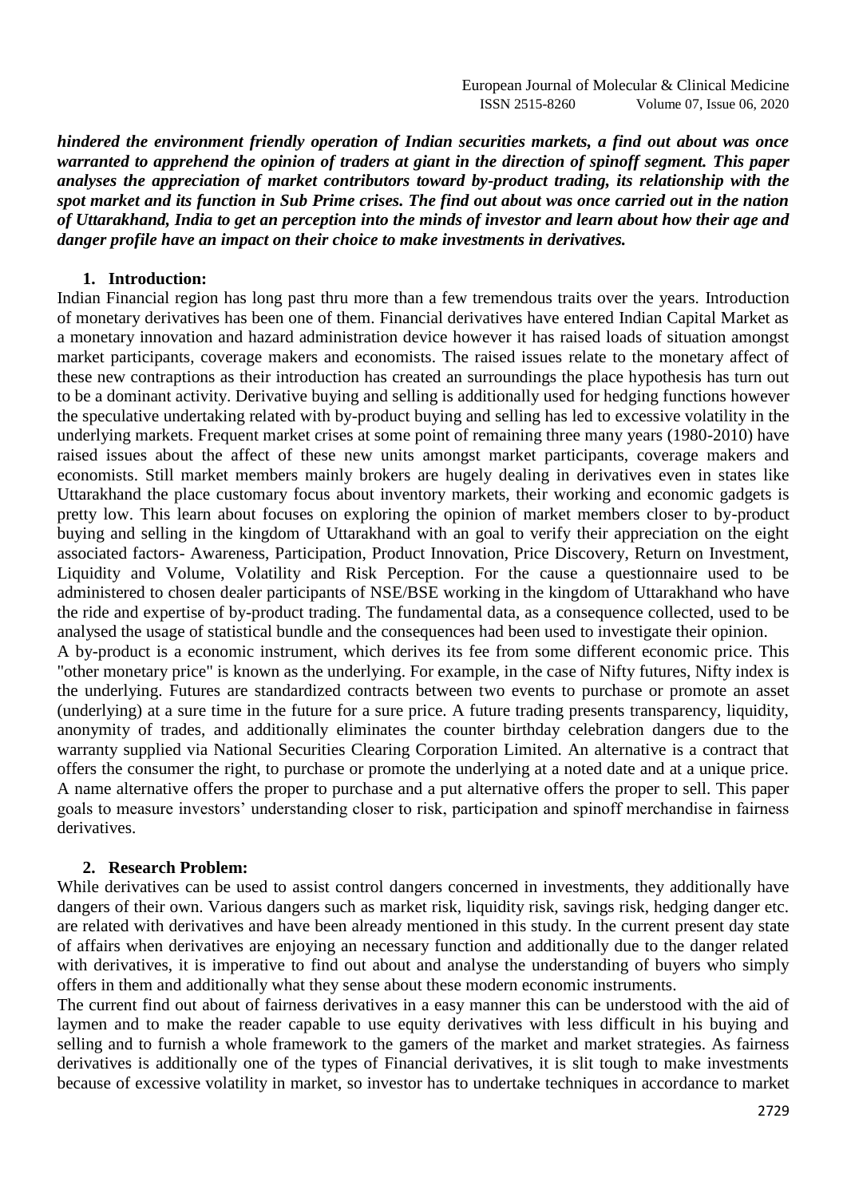***hindered the environment friendly operation of Indian securities markets, a find out about was once warranted to apprehend the opinion of traders at giant in the direction of spinoff segment. This paper analyses the appreciation of market contributors toward by-product trading, its relationship with the spot market and its function in Sub Prime crises. The find out about was once carried out in the nation of Uttarakhand, India to get an perception into the minds of investor and learn about how their age and danger profile have an impact on their choice to make investments in derivatives.***

## 1. Introduction:

Indian Financial region has long past thru more than a few tremendous traits over the years. Introduction of monetary derivatives has been one of them. Financial derivatives have entered Indian Capital Market as a monetary innovation and hazard administration device however it has raised loads of situation amongst market participants, coverage makers and economists. The raised issues relate to the monetary affect of these new contraptions as their introduction has created an surroundings the place hypothesis has turn out to be a dominant activity. Derivative buying and selling is additionally used for hedging functions however the speculative undertaking related with by-product buying and selling has led to excessive volatility in the underlying markets. Frequent market crises at some point of remaining three many years (1980-2010) have raised issues about the affect of these new units amongst market participants, coverage makers and economists. Still market members mainly brokers are hugely dealing in derivatives even in states like Uttarakhand the place customary focus about inventory markets, their working and economic gadgets is pretty low. This learn about focuses on exploring the opinion of market members closer to by-product buying and selling in the kingdom of Uttarakhand with an goal to verify their appreciation on the eight associated factors- Awareness, Participation, Product Innovation, Price Discovery, Return on Investment, Liquidity and Volume, Volatility and Risk Perception. For the cause a questionnaire used to be administered to chosen dealer participants of NSE/BSE working in the kingdom of Uttarakhand who have the ride and expertise of by-product trading. The fundamental data, as a consequence collected, used to be analysed the usage of statistical bundle and the consequences had been used to investigate their opinion.

A by-product is a economic instrument, which derives its fee from some different economic price. This "other monetary price" is known as the underlying. For example, in the case of Nifty futures, Nifty index is the underlying. Futures are standardized contracts between two events to purchase or promote an asset (underlying) at a sure time in the future for a sure price. A future trading presents transparency, liquidity, anonymity of trades, and additionally eliminates the counter birthday celebration dangers due to the warranty supplied via National Securities Clearing Corporation Limited. An alternative is a contract that offers the consumer the right, to purchase or promote the underlying at a noted date and at a unique price. A name alternative offers the proper to purchase and a put alternative offers the proper to sell. This paper goals to measure investors' understanding closer to risk, participation and spinoff merchandise in fairness derivatives.

## 2. Research Problem:

While derivatives can be used to assist control dangers concerned in investments, they additionally have dangers of their own. Various dangers such as market risk, liquidity risk, savings risk, hedging danger etc. are related with derivatives and have been already mentioned in this study. In the current present day state of affairs when derivatives are enjoying an necessary function and additionally due to the danger related with derivatives, it is imperative to find out about and analyse the understanding of buyers who simply offers in them and additionally what they sense about these modern economic instruments.

The current find out about of fairness derivatives in a easy manner this can be understood with the aid of laymen and to make the reader capable to use equity derivatives with less difficult in his buying and selling and to furnish a whole framework to the gamers of the market and market strategies. As fairness derivatives is additionally one of the types of Financial derivatives, it is slit tough to make investments because of excessive volatility in market, so investor has to undertake techniques in accordance to market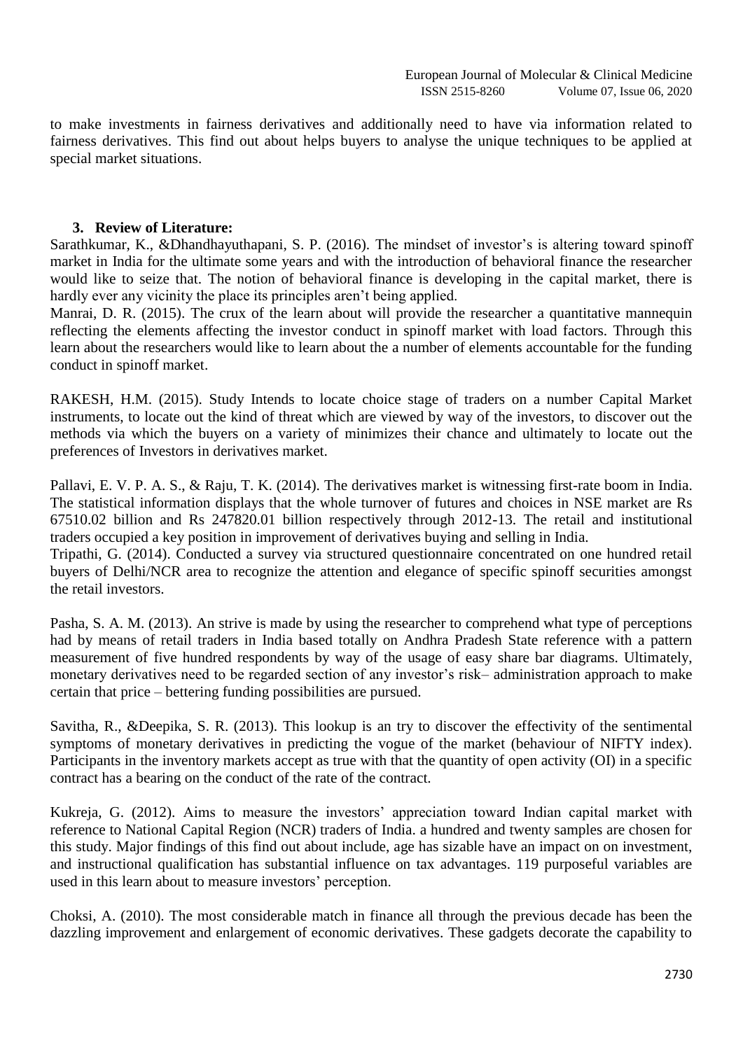to make investments in fairness derivatives and additionally need to have via information related to fairness derivatives. This find out about helps buyers to analyse the unique techniques to be applied at special market situations.

## 3. Review of Literature:

Sarathkumar, K., &Dhandhayuthapani, S. P. (2016). The mindset of investor's is altering toward spinoff market in India for the ultimate some years and with the introduction of behavioral finance the researcher would like to seize that. The notion of behavioral finance is developing in the capital market, there is hardly ever any vicinity the place its principles aren't being applied.

Manrai, D. R. (2015). The crux of the learn about will provide the researcher a quantitative mannequin reflecting the elements affecting the investor conduct in spinoff market with load factors. Through this learn about the researchers would like to learn about the a number of elements accountable for the funding conduct in spinoff market.

RAKESH, H.M. (2015). Study Intends to locate choice stage of traders on a number Capital Market instruments, to locate out the kind of threat which are viewed by way of the investors, to discover out the methods via which the buyers on a variety of minimizes their chance and ultimately to locate out the preferences of Investors in derivatives market.

Pallavi, E. V. P. A. S., & Raju, T. K. (2014). The derivatives market is witnessing first-rate boom in India. The statistical information displays that the whole turnover of futures and choices in NSE market are Rs 67510.02 billion and Rs 247820.01 billion respectively through 2012-13. The retail and institutional traders occupied a key position in improvement of derivatives buying and selling in India.

Tripathi, G. (2014). Conducted a survey via structured questionnaire concentrated on one hundred retail buyers of Delhi/NCR area to recognize the attention and elegance of specific spinoff securities amongst the retail investors.

Pasha, S. A. M. (2013). An strive is made by using the researcher to comprehend what type of perceptions had by means of retail traders in India based totally on Andhra Pradesh State reference with a pattern measurement of five hundred respondents by way of the usage of easy share bar diagrams. Ultimately, monetary derivatives need to be regarded section of any investor's risk– administration approach to make certain that price – bettering funding possibilities are pursued.

Savitha, R., &Deepika, S. R. (2013). This lookup is an try to discover the effectivity of the sentimental symptoms of monetary derivatives in predicting the vogue of the market (behaviour of NIFTY index). Participants in the inventory markets accept as true with that the quantity of open activity (OI) in a specific contract has a bearing on the conduct of the rate of the contract.

Kukreja, G. (2012). Aims to measure the investors' appreciation toward Indian capital market with reference to National Capital Region (NCR) traders of India. a hundred and twenty samples are chosen for this study. Major findings of this find out about include, age has sizable have an impact on on investment, and instructional qualification has substantial influence on tax advantages. 119 purposeful variables are used in this learn about to measure investors' perception.

Choksi, A. (2010). The most considerable match in finance all through the previous decade has been the dazzling improvement and enlargement of economic derivatives. These gadgets decorate the capability to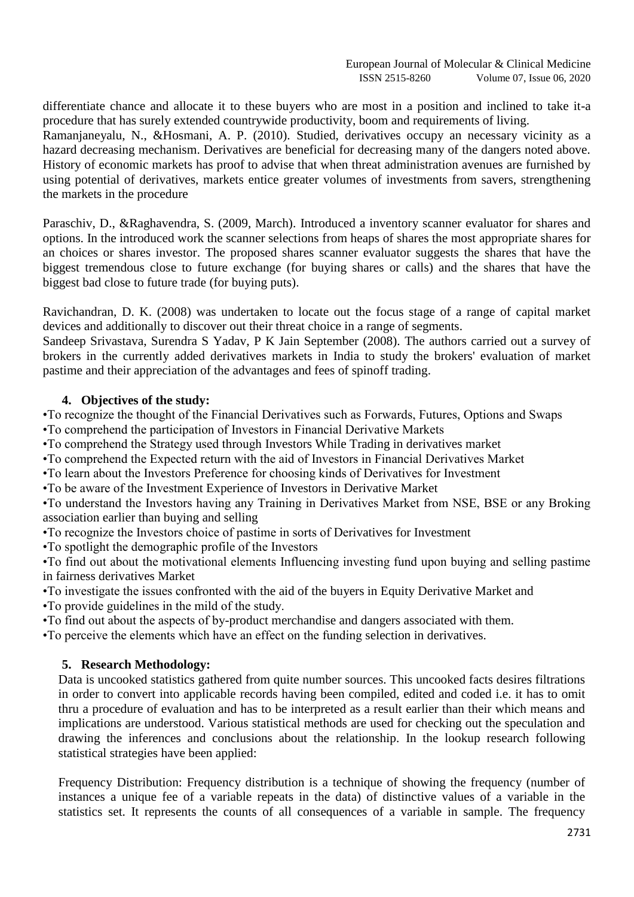differentiate chance and allocate it to these buyers who are most in a position and inclined to take it-a procedure that has surely extended countrywide productivity, boom and requirements of living.

Ramanjaneyalu, N., &Hosmani, A. P. (2010). Studied, derivatives occupy an necessary vicinity as a hazard decreasing mechanism. Derivatives are beneficial for decreasing many of the dangers noted above. History of economic markets has proof to advise that when threat administration avenues are furnished by using potential of derivatives, markets entice greater volumes of investments from savers, strengthening the markets in the procedure

Paraschiv, D., &Raghavendra, S. (2009, March). Introduced a inventory scanner evaluator for shares and options. In the introduced work the scanner selections from heaps of shares the most appropriate shares for an choices or shares investor. The proposed shares scanner evaluator suggests the shares that have the biggest tremendous close to future exchange (for buying shares or calls) and the shares that have the biggest bad close to future trade (for buying puts).

Ravichandran, D. K. (2008) was undertaken to locate out the focus stage of a range of capital market devices and additionally to discover out their threat choice in a range of segments.

Sandeep Srivastava, Surendra S Yadav, P K Jain September (2008). The authors carried out a survey of brokers in the currently added derivatives markets in India to study the brokers' evaluation of market pastime and their appreciation of the advantages and fees of spinoff trading.

## 4. Objectives of the study:

- To recognize the thought of the Financial Derivatives such as Forwards, Futures, Options and Swaps
- To comprehend the participation of Investors in Financial Derivative Markets
- To comprehend the Strategy used through Investors While Trading in derivatives market
- To comprehend the Expected return with the aid of Investors in Financial Derivatives Market
- To learn about the Investors Preference for choosing kinds of Derivatives for Investment
- To be aware of the Investment Experience of Investors in Derivative Market
- To understand the Investors having any Training in Derivatives Market from NSE, BSE or any Broking association earlier than buying and selling
- To recognize the Investors choice of pastime in sorts of Derivatives for Investment
- To spotlight the demographic profile of the Investors
- To find out about the motivational elements Influencing investing fund upon buying and selling pastime in fairness derivatives Market
- To investigate the issues confronted with the aid of the buyers in Equity Derivative Market and
- To provide guidelines in the mild of the study.
- To find out about the aspects of by-product merchandise and dangers associated with them.
- To perceive the elements which have an effect on the funding selection in derivatives.

## 5. Research Methodology:

Data is uncooked statistics gathered from quite number sources. This uncooked facts desires filtrations in order to convert into applicable records having been compiled, edited and coded i.e. it has to omit thru a procedure of evaluation and has to be interpreted as a result earlier than their which means and implications are understood. Various statistical methods are used for checking out the speculation and drawing the inferences and conclusions about the relationship. In the lookup research following statistical strategies have been applied:

Frequency Distribution: Frequency distribution is a technique of showing the frequency (number of instances a unique fee of a variable repeats in the data) of distinctive values of a variable in the statistics set. It represents the counts of all consequences of a variable in sample. The frequency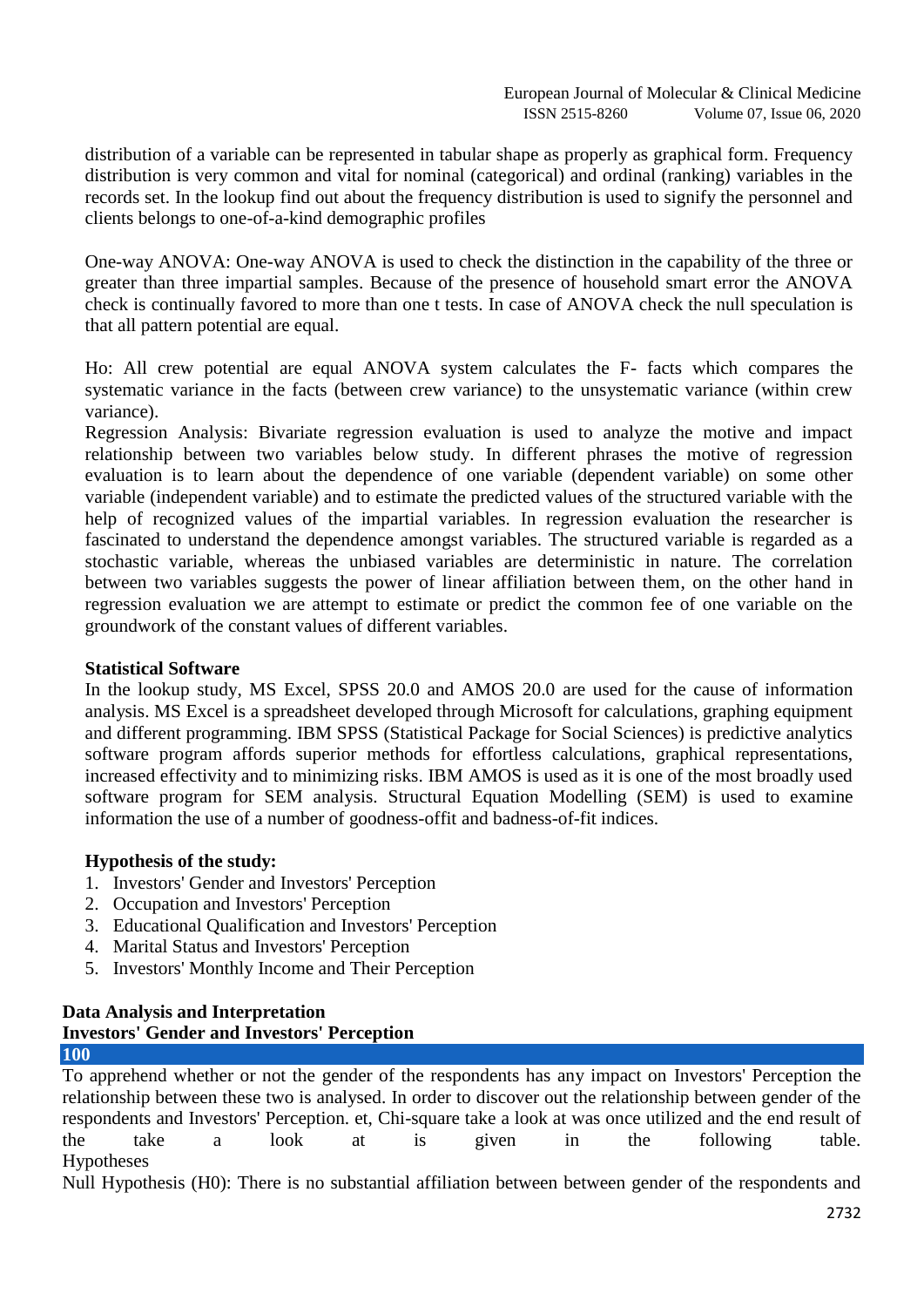distribution of a variable can be represented in tabular shape as properly as graphical form. Frequency distribution is very common and vital for nominal (categorical) and ordinal (ranking) variables in the records set. In the lookup find out about the frequency distribution is used to signify the personnel and clients belongs to one-of-a-kind demographic profiles

One-way ANOVA: One-way ANOVA is used to check the distinction in the capability of the three or greater than three impartial samples. Because of the presence of household smart error the ANOVA check is continually favored to more than one t tests. In case of ANOVA check the null speculation is that all pattern potential are equal.

Ho: All crew potential are equal ANOVA system calculates the F- facts which compares the systematic variance in the facts (between crew variance) to the unsystematic variance (within crew variance).

Regression Analysis: Bivariate regression evaluation is used to analyze the motive and impact relationship between two variables below study. In different phrases the motive of regression evaluation is to learn about the dependence of one variable (dependent variable) on some other variable (independent variable) and to estimate the predicted values of the structured variable with the help of recognized values of the impartial variables. In regression evaluation the researcher is fascinated to understand the dependence amongst variables. The structured variable is regarded as a stochastic variable, whereas the unbiased variables are deterministic in nature. The correlation between two variables suggests the power of linear affiliation between them, on the other hand in regression evaluation we are attempt to estimate or predict the common fee of one variable on the groundwork of the constant values of different variables.

**Statistical Software**

In the lookup study, MS Excel, SPSS 20.0 and AMOS 20.0 are used for the cause of information analysis. MS Excel is a spreadsheet developed through Microsoft for calculations, graphing equipment and different programming. IBM SPSS (Statistical Package for Social Sciences) is predictive analytics software program affords superior methods for effortless calculations, graphical representations, increased effectivity and to minimizing risks. IBM AMOS is used as it is one of the most broadly used software program for SEM analysis. Structural Equation Modelling (SEM) is used to examine information the use of a number of goodness-offit and badness-of-fit indices.

**Hypothesis of the study:**

1. Investors' Gender and Investors' Perception
2. Occupation and Investors' Perception
3. Educational Qualification and Investors' Perception
4. Marital Status and Investors' Perception
5. Investors' Monthly Income and Their Perception

**Data Analysis and Interpretation**

**Investors' Gender and Investors' Perception**

**100**

To apprehend whether or not the gender of the respondents has any impact on Investors' Perception the relationship between these two is analysed. In order to discover out the relationship between gender of the respondents and Investors' Perception. et, Chi-square take a look at was once utilized and the end result of the take a look at is given in the following table.

Hypotheses

Null Hypothesis (H0): There is no substantial affiliation between between gender of the respondents and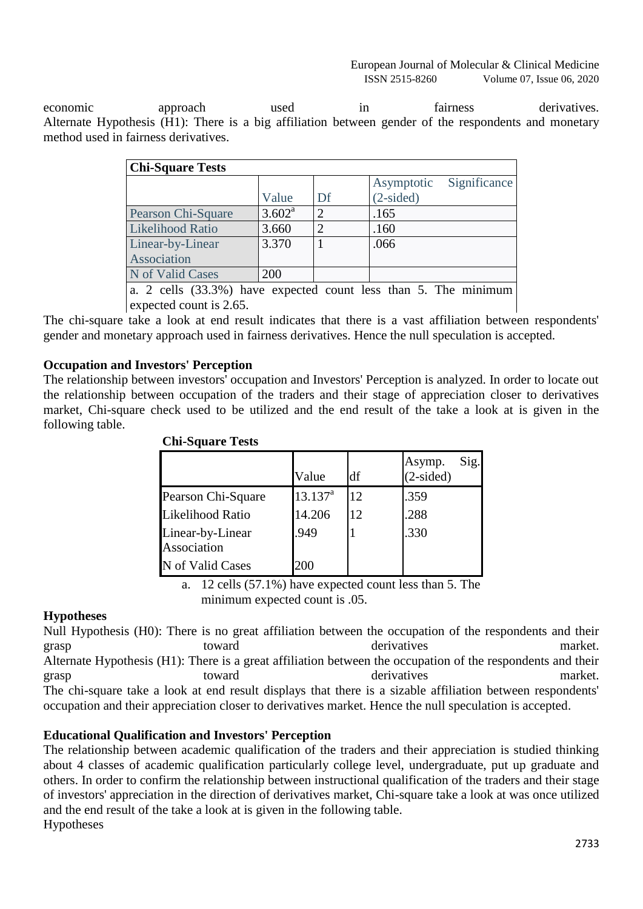economic approach used in fairness derivatives.
Alternate Hypothesis (H1): There is a big affiliation between gender of the respondents and monetary method used in fairness derivatives.

| Chi-Square Tests | | | |
|---|---|---|---|
| | Value | Df | Asymptotic Significance (2-sided) |
| Pearson Chi-Square | 3.602[a] | 2 | .165 |
| Likelihood Ratio | 3.660 | 2 | .160 |
| Linear-by-Linear Association | 3.370 | 1 | .066 |
| N of Valid Cases | 200 | | |

a. 2 cells (33.3%) have expected count less than 5. The minimum expected count is 2.65.

The chi-square take a look at end result indicates that there is a vast affiliation between respondents' gender and monetary approach used in fairness derivatives. Hence the null speculation is accepted.

**Occupation and Investors' Perception**

The relationship between investors' occupation and Investors' Perception is analyzed. In order to locate out the relationship between occupation of the traders and their stage of appreciation closer to derivatives market, Chi-square check used to be utilized and the end result of the take a look at is given in the following table.

**Chi-Square Tests**

| | Value | df | Asymp. Sig. (2-sided) |
|---|---|---|---|
| Pearson Chi-Square | 13.137[a] | 12 | .359 |
| Likelihood Ratio | 14.206 | 12 | .288 |
| Linear-by-Linear Association | .949 | 1 | .330 |
| N of Valid Cases | 200 | | |

a. 12 cells (57.1%) have expected count less than 5. The minimum expected count is .05.

**Hypotheses**

Null Hypothesis (H0): There is no great affiliation between the occupation of the respondents and their grasp toward derivatives market.
Alternate Hypothesis (H1): There is a great affiliation between the occupation of the respondents and their grasp toward derivatives market.
The chi-square take a look at end result displays that there is a sizable affiliation between respondents' occupation and their appreciation closer to derivatives market. Hence the null speculation is accepted.

**Educational Qualification and Investors' Perception**

The relationship between academic qualification of the traders and their appreciation is studied thinking about 4 classes of academic qualification particularly college level, undergraduate, put up graduate and others. In order to confirm the relationship between instructional qualification of the traders and their stage of investors' appreciation in the direction of derivatives market, Chi-square take a look at was once utilized and the end result of the take a look at is given in the following table.
Hypotheses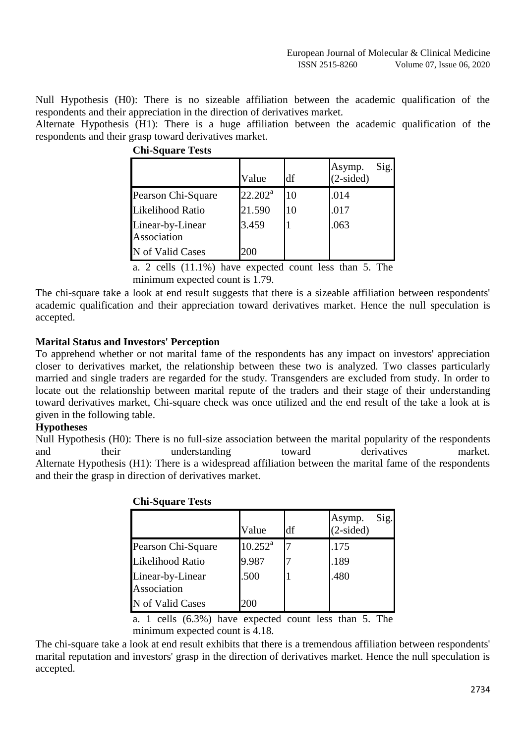Null Hypothesis (H0): There is no sizeable affiliation between the academic qualification of the respondents and their appreciation in the direction of derivatives market.

Alternate Hypothesis (H1): There is a huge affiliation between the academic qualification of the respondents and their grasp toward derivatives market.

**Chi-Square Tests**

| | Value | df | Asymp. Sig. (2-sided) |
|---|---|---|---|
| Pearson Chi-Square | 22.202[a] | 10 | .014 |
| Likelihood Ratio | 21.590 | 10 | .017 |
| Linear-by-Linear Association | 3.459 | 1 | .063 |
| N of Valid Cases | 200 | | |

a. 2 cells (11.1%) have expected count less than 5. The minimum expected count is 1.79.

The chi-square take a look at end result suggests that there is a sizeable affiliation between respondents' academic qualification and their appreciation toward derivatives market. Hence the null speculation is accepted.

**Marital Status and Investors' Perception**

To apprehend whether or not marital fame of the respondents has any impact on investors' appreciation closer to derivatives market, the relationship between these two is analyzed. Two classes particularly married and single traders are regarded for the study. Transgenders are excluded from study. In order to locate out the relationship between marital repute of the traders and their stage of their understanding toward derivatives market, Chi-square check was once utilized and the end result of the take a look at is given in the following table.

**Hypotheses**

Null Hypothesis (H0): There is no full-size association between the marital popularity of the respondents and their understanding toward derivatives market.

Alternate Hypothesis (H1): There is a widespread affiliation between the marital fame of the respondents and their the grasp in direction of derivatives market.

**Chi-Square Tests**

| | Value | df | Asymp. Sig. (2-sided) |
|---|---|---|---|
| Pearson Chi-Square | 10.252[a] | 7 | .175 |
| Likelihood Ratio | 9.987 | 7 | .189 |
| Linear-by-Linear Association | .500 | 1 | .480 |
| N of Valid Cases | 200 | | |

a. 1 cells (6.3%) have expected count less than 5. The minimum expected count is 4.18.

The chi-square take a look at end result exhibits that there is a tremendous affiliation between respondents' marital reputation and investors' grasp in the direction of derivatives market. Hence the null speculation is accepted.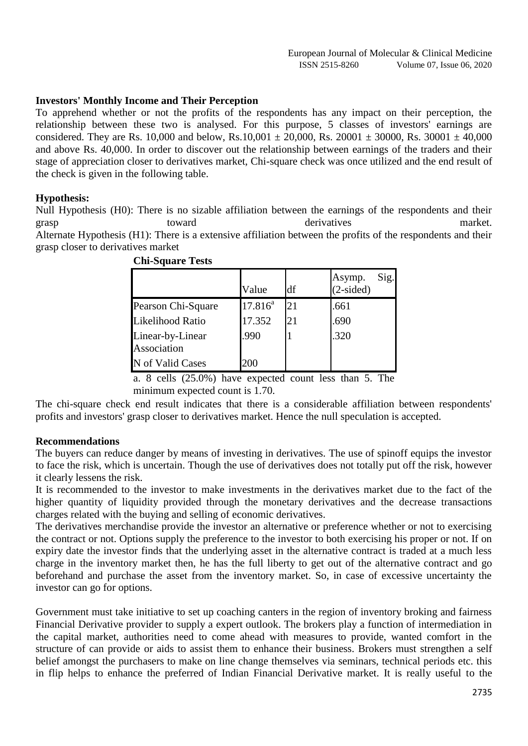**Investors' Monthly Income and Their Perception**

To apprehend whether or not the profits of the respondents has any impact on their perception, the relationship between these two is analysed. For this purpose, 5 classes of investors' earnings are considered. They are Rs. 10,000 and below, Rs.10,001 ± 20,000, Rs. 20001 ± 30000, Rs. 30001 ± 40,000 and above Rs. 40,000. In order to discover out the relationship between earnings of the traders and their stage of appreciation closer to derivatives market, Chi-square check was once utilized and the end result of the check is given in the following table.

**Hypothesis:**

Null Hypothesis (H0): There is no sizable affiliation between the earnings of the respondents and their grasp toward derivatives market.
Alternate Hypothesis (H1): There is a extensive affiliation between the profits of the respondents and their grasp closer to derivatives market

**Chi-Square Tests**

| | Value | df | Asymp. Sig. (2-sided) |
|---|---|---|---|
| Pearson Chi-Square | 17.816[a] | 21 | .661 |
| Likelihood Ratio | 17.352 | 21 | .690 |
| Linear-by-Linear Association | .990 | 1 | .320 |
| N of Valid Cases | 200 | | |

a. 8 cells (25.0%) have expected count less than 5. The minimum expected count is 1.70.

The chi-square check end result indicates that there is a considerable affiliation between respondents' profits and investors' grasp closer to derivatives market. Hence the null speculation is accepted.

**Recommendations**

The buyers can reduce danger by means of investing in derivatives. The use of spinoff equips the investor to face the risk, which is uncertain. Though the use of derivatives does not totally put off the risk, however it clearly lessens the risk.

It is recommended to the investor to make investments in the derivatives market due to the fact of the higher quantity of liquidity provided through the monetary derivatives and the decrease transactions charges related with the buying and selling of economic derivatives.

The derivatives merchandise provide the investor an alternative or preference whether or not to exercising the contract or not. Options supply the preference to the investor to both exercising his proper or not. If on expiry date the investor finds that the underlying asset in the alternative contract is traded at a much less charge in the inventory market then, he has the full liberty to get out of the alternative contract and go beforehand and purchase the asset from the inventory market. So, in case of excessive uncertainty the investor can go for options.

Government must take initiative to set up coaching canters in the region of inventory broking and fairness Financial Derivative provider to supply a expert outlook. The brokers play a function of intermediation in the capital market, authorities need to come ahead with measures to provide, wanted comfort in the structure of can provide or aids to assist them to enhance their business. Brokers must strengthen a self belief amongst the purchasers to make on line change themselves via seminars, technical periods etc. this in flip helps to enhance the preferred of Indian Financial Derivative market. It is really useful to the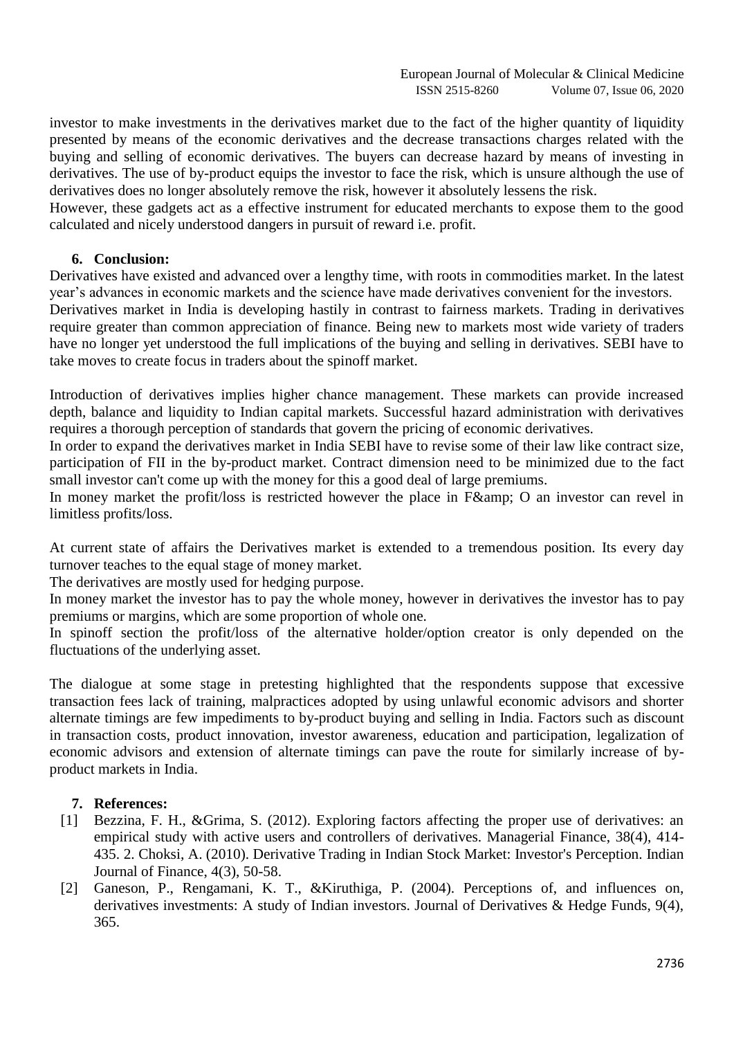investor to make investments in the derivatives market due to the fact of the higher quantity of liquidity presented by means of the economic derivatives and the decrease transactions charges related with the buying and selling of economic derivatives. The buyers can decrease hazard by means of investing in derivatives. The use of by-product equips the investor to face the risk, which is unsure although the use of derivatives does no longer absolutely remove the risk, however it absolutely lessens the risk.
However, these gadgets act as a effective instrument for educated merchants to expose them to the good calculated and nicely understood dangers in pursuit of reward i.e. profit.

## 6. Conclusion:

Derivatives have existed and advanced over a lengthy time, with roots in commodities market. In the latest year's advances in economic markets and the science have made derivatives convenient for the investors.
Derivatives market in India is developing hastily in contrast to fairness markets. Trading in derivatives require greater than common appreciation of finance. Being new to markets most wide variety of traders have no longer yet understood the full implications of the buying and selling in derivatives. SEBI have to take moves to create focus in traders about the spinoff market.

Introduction of derivatives implies higher chance management. These markets can provide increased depth, balance and liquidity to Indian capital markets. Successful hazard administration with derivatives requires a thorough perception of standards that govern the pricing of economic derivatives.
In order to expand the derivatives market in India SEBI have to revise some of their law like contract size, participation of FII in the by-product market. Contract dimension need to be minimized due to the fact small investor can't come up with the money for this a good deal of large premiums.
In money market the profit/loss is restricted however the place in F&amp; O an investor can revel in limitless profits/loss.

At current state of affairs the Derivatives market is extended to a tremendous position. Its every day turnover teaches to the equal stage of money market.
The derivatives are mostly used for hedging purpose.
In money market the investor has to pay the whole money, however in derivatives the investor has to pay premiums or margins, which are some proportion of whole one.
In spinoff section the profit/loss of the alternative holder/option creator is only depended on the fluctuations of the underlying asset.

The dialogue at some stage in pretesting highlighted that the respondents suppose that excessive transaction fees lack of training, malpractices adopted by using unlawful economic advisors and shorter alternate timings are few impediments to by-product buying and selling in India. Factors such as discount in transaction costs, product innovation, investor awareness, education and participation, legalization of economic advisors and extension of alternate timings can pave the route for similarly increase of by-product markets in India.

## 7. References:

[1] Bezzina, F. H., &Grima, S. (2012). Exploring factors affecting the proper use of derivatives: an empirical study with active users and controllers of derivatives. Managerial Finance, 38(4), 414-435. 2. Choksi, A. (2010). Derivative Trading in Indian Stock Market: Investor's Perception. Indian Journal of Finance, 4(3), 50-58.

[2] Ganeson, P., Rengamani, K. T., &Kiruthiga, P. (2004). Perceptions of, and influences on, derivatives investments: A study of Indian investors. Journal of Derivatives & Hedge Funds, 9(4), 365.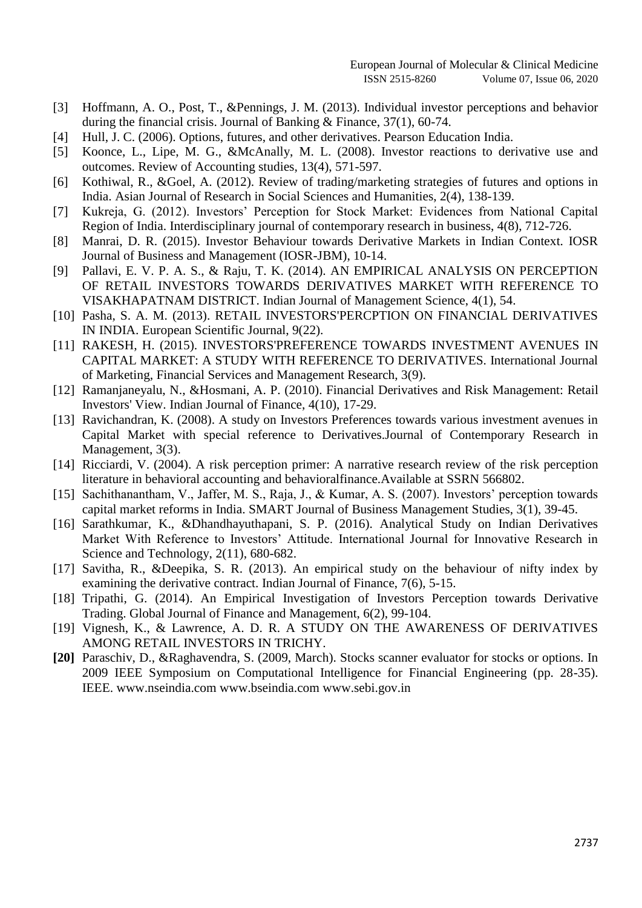[3] Hoffmann, A. O., Post, T., &Pennings, J. M. (2013). Individual investor perceptions and behavior during the financial crisis. Journal of Banking & Finance, 37(1), 60-74.

[4] Hull, J. C. (2006). Options, futures, and other derivatives. Pearson Education India.

[5] Koonce, L., Lipe, M. G., &McAnally, M. L. (2008). Investor reactions to derivative use and outcomes. Review of Accounting studies, 13(4), 571-597.

[6] Kothiwal, R., &Goel, A. (2012). Review of trading/marketing strategies of futures and options in India. Asian Journal of Research in Social Sciences and Humanities, 2(4), 138-139.

[7] Kukreja, G. (2012). Investors' Perception for Stock Market: Evidences from National Capital Region of India. Interdisciplinary journal of contemporary research in business, 4(8), 712-726.

[8] Manrai, D. R. (2015). Investor Behaviour towards Derivative Markets in Indian Context. IOSR Journal of Business and Management (IOSR-JBM), 10-14.

[9] Pallavi, E. V. P. A. S., & Raju, T. K. (2014). AN EMPIRICAL ANALYSIS ON PERCEPTION OF RETAIL INVESTORS TOWARDS DERIVATIVES MARKET WITH REFERENCE TO VISAKHAPATNAM DISTRICT. Indian Journal of Management Science, 4(1), 54.

[10] Pasha, S. A. M. (2013). RETAIL INVESTORS'PERCPTION ON FINANCIAL DERIVATIVES IN INDIA. European Scientific Journal, 9(22).

[11] RAKESH, H. (2015). INVESTORS'PREFERENCE TOWARDS INVESTMENT AVENUES IN CAPITAL MARKET: A STUDY WITH REFERENCE TO DERIVATIVES. International Journal of Marketing, Financial Services and Management Research, 3(9).

[12] Ramanjaneyalu, N., &Hosmani, A. P. (2010). Financial Derivatives and Risk Management: Retail Investors' View. Indian Journal of Finance, 4(10), 17-29.

[13] Ravichandran, K. (2008). A study on Investors Preferences towards various investment avenues in Capital Market with special reference to Derivatives.Journal of Contemporary Research in Management, 3(3).

[14] Ricciardi, V. (2004). A risk perception primer: A narrative research review of the risk perception literature in behavioral accounting and behavioralfinance.Available at SSRN 566802.

[15] Sachithanantham, V., Jaffer, M. S., Raja, J., & Kumar, A. S. (2007). Investors' perception towards capital market reforms in India. SMART Journal of Business Management Studies, 3(1), 39-45.

[16] Sarathkumar, K., &Dhandhayuthapani, S. P. (2016). Analytical Study on Indian Derivatives Market With Reference to Investors' Attitude. International Journal for Innovative Research in Science and Technology, 2(11), 680-682.

[17] Savitha, R., &Deepika, S. R. (2013). An empirical study on the behaviour of nifty index by examining the derivative contract. Indian Journal of Finance, 7(6), 5-15.

[18] Tripathi, G. (2014). An Empirical Investigation of Investors Perception towards Derivative Trading. Global Journal of Finance and Management, 6(2), 99-104.

[19] Vignesh, K., & Lawrence, A. D. R. A STUDY ON THE AWARENESS OF DERIVATIVES AMONG RETAIL INVESTORS IN TRICHY.

**[20]** Paraschiv, D., &Raghavendra, S. (2009, March). Stocks scanner evaluator for stocks or options. In 2009 IEEE Symposium on Computational Intelligence for Financial Engineering (pp. 28-35). IEEE. www.nseindia.com www.bseindia.com www.sebi.gov.in